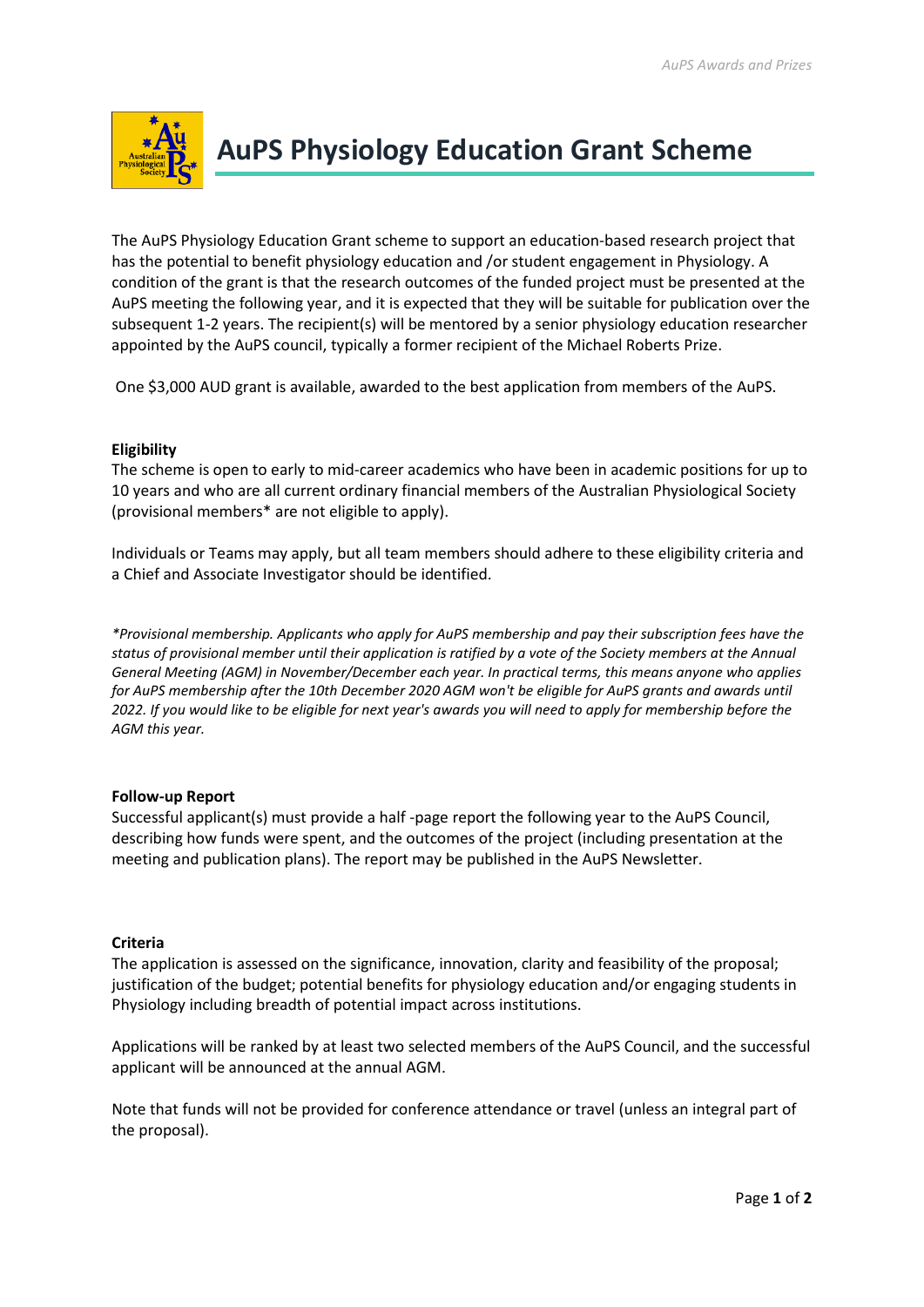# AuPS Physiology Education Grant Scheme

The AuPS Physiology Education Grant scheme to support an education-based research project that has the potential to benefit physiology education and /or student engagement in Physiology. A condition of the grant is that the research outcomes of the funded project must be presented at the AuPS meeting the following year, and it is expected that they will be suitable for publication over the subsequent 1-2 years. The recipient(s) will be mentored by a senior physiology education researcher appointed by the AuPS council, typically a former recipient of the Michael Roberts Prize.

One $3,000 AUD grant is available, awarded to the best application from members of the AuPS.

**Eligibility**

The scheme is open to early to mid-career academics who have been in academic positions for up to 10 years and who are all current ordinary financial members of the Australian Physiological Society (provisional members* are not eligible to apply).

Individuals or Teams may apply, but all team members should adhere to these eligibility criteria and a Chief and Associate Investigator should be identified.

*\*Provisional membership. Applicants who apply for AuPS membership and pay their subscription fees have the status of provisional member until their application is ratified by a vote of the Society members at the Annual General Meeting (AGM) in November/December each year. In practical terms, this means anyone who applies for AuPS membership after the 10th December 2020 AGM won't be eligible for AuPS grants and awards until 2022. If you would like to be eligible for next year's awards you will need to apply for membership before the AGM this year.*

**Follow-up Report**

Successful applicant(s) must provide a half -page report the following year to the AuPS Council, describing how funds were spent, and the outcomes of the project (including presentation at the meeting and publication plans). The report may be published in the AuPS Newsletter.

**Criteria**

The application is assessed on the significance, innovation, clarity and feasibility of the proposal; justification of the budget; potential benefits for physiology education and/or engaging students in Physiology including breadth of potential impact across institutions.

Applications will be ranked by at least two selected members of the AuPS Council, and the successful applicant will be announced at the annual AGM.

Note that funds will not be provided for conference attendance or travel (unless an integral part of the proposal).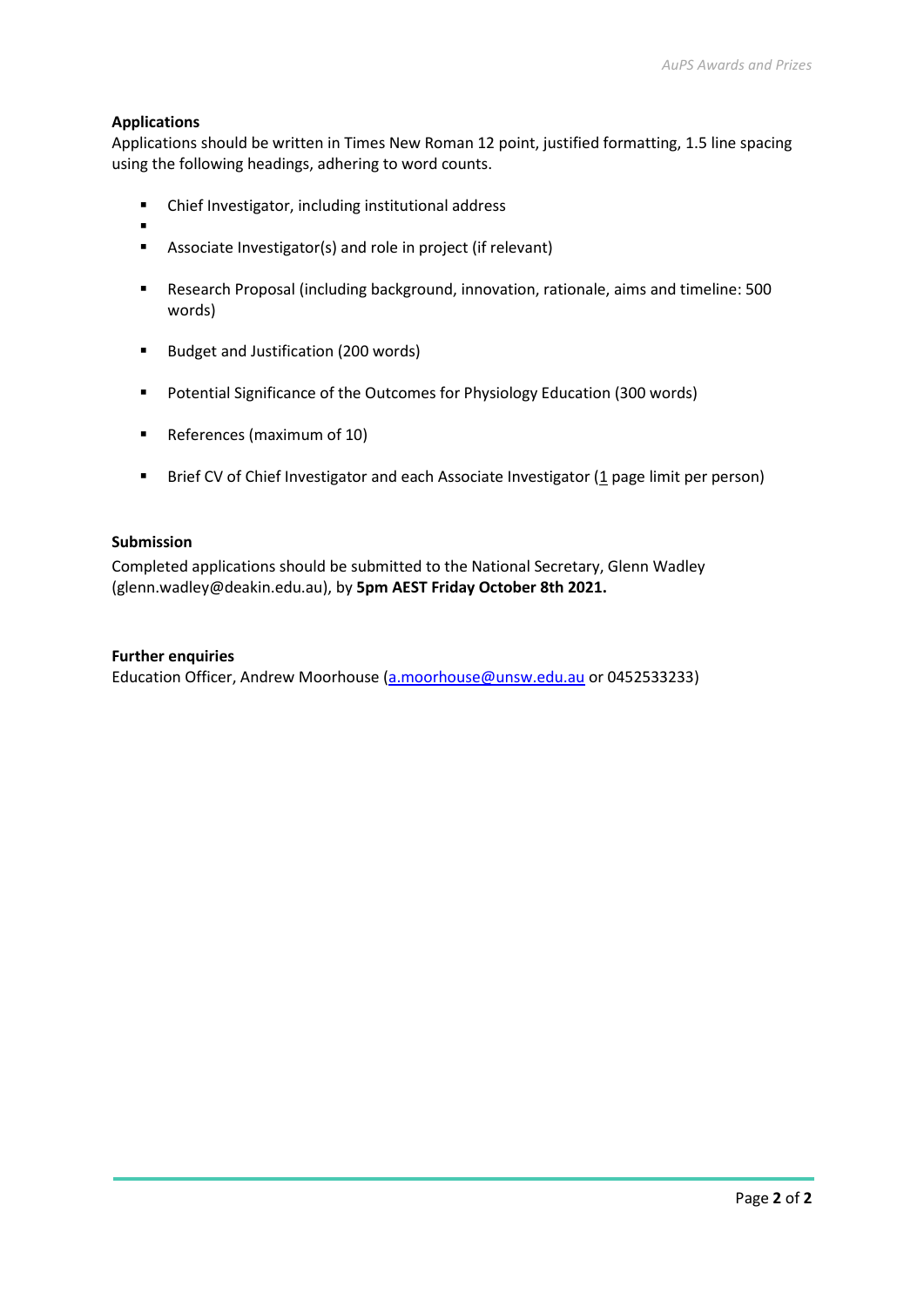**Applications**

Applications should be written in Times New Roman 12 point, justified formatting, 1.5 line spacing using the following headings, adhering to word counts.

- Chief Investigator, including institutional address
- Associate Investigator(s) and role in project (if relevant)
- Research Proposal (including background, innovation, rationale, aims and timeline: 500 words)
- Budget and Justification (200 words)
- Potential Significance of the Outcomes for Physiology Education (300 words)
- References (maximum of 10)
- Brief CV of Chief Investigator and each Associate Investigator (1 page limit per person)

**Submission**

Completed applications should be submitted to the National Secretary, Glenn Wadley (glenn.wadley@deakin.edu.au), by **5pm AEST Friday October 8th 2021.**

**Further enquiries**

Education Officer, Andrew Moorhouse (a.moorhouse@unsw.edu.au or 0452533233)